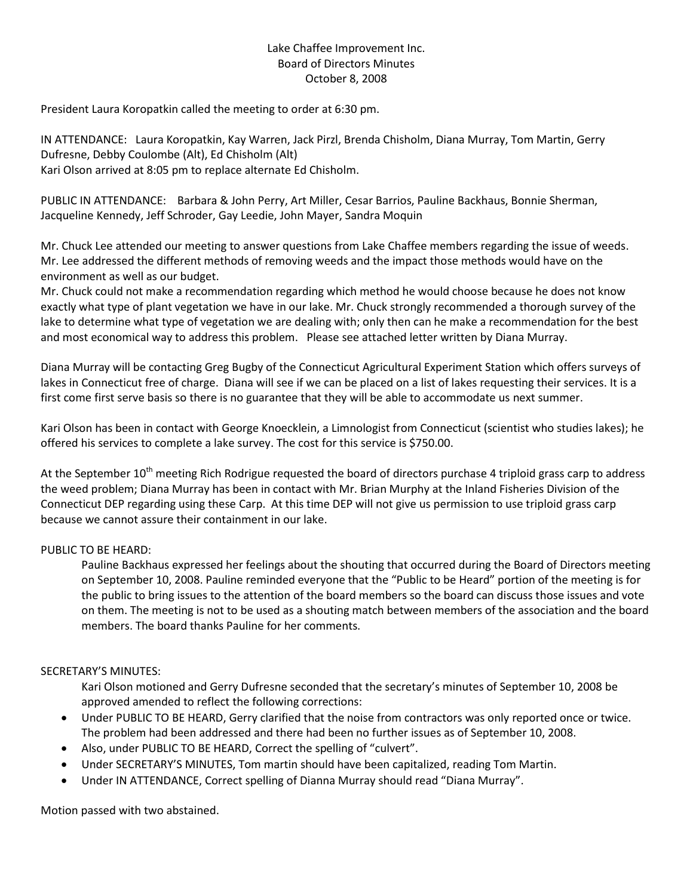# Lake Chaffee Improvement Inc.
## Board of Directors Minutes
### October 8, 2008

President Laura Koropatkin called the meeting to order at 6:30 pm.

IN ATTENDANCE: Laura Koropatkin, Kay Warren, Jack Pirzl, Brenda Chisholm, Diana Murray, Tom Martin, Gerry Dufresne, Debby Coulombe (Alt), Ed Chisholm (Alt)
Kari Olson arrived at 8:05 pm to replace alternate Ed Chisholm.

PUBLIC IN ATTENDANCE: Barbara & John Perry, Art Miller, Cesar Barrios, Pauline Backhaus, Bonnie Sherman, Jacqueline Kennedy, Jeff Schroder, Gay Leedie, John Mayer, Sandra Moquin

Mr. Chuck Lee attended our meeting to answer questions from Lake Chaffee members regarding the issue of weeds. Mr. Lee addressed the different methods of removing weeds and the impact those methods would have on the environment as well as our budget.
Mr. Chuck could not make a recommendation regarding which method he would choose because he does not know exactly what type of plant vegetation we have in our lake. Mr. Chuck strongly recommended a thorough survey of the lake to determine what type of vegetation we are dealing with; only then can he make a recommendation for the best and most economical way to address this problem. Please see attached letter written by Diana Murray.

Diana Murray will be contacting Greg Bugby of the Connecticut Agricultural Experiment Station which offers surveys of lakes in Connecticut free of charge. Diana will see if we can be placed on a list of lakes requesting their services. It is a first come first serve basis so there is no guarantee that they will be able to accommodate us next summer.

Kari Olson has been in contact with George Knoecklein, a Limnologist from Connecticut (scientist who studies lakes); he offered his services to complete a lake survey. The cost for this service is $750.00.

At the September 10th meeting Rich Rodrigue requested the board of directors purchase 4 triploid grass carp to address the weed problem; Diana Murray has been in contact with Mr. Brian Murphy at the Inland Fisheries Division of the Connecticut DEP regarding using these Carp. At this time DEP will not give us permission to use triploid grass carp because we cannot assure their containment in our lake.

PUBLIC TO BE HEARD:

Pauline Backhaus expressed her feelings about the shouting that occurred during the Board of Directors meeting on September 10, 2008. Pauline reminded everyone that the "Public to be Heard" portion of the meeting is for the public to bring issues to the attention of the board members so the board can discuss those issues and vote on them. The meeting is not to be used as a shouting match between members of the association and the board members. The board thanks Pauline for her comments.

SECRETARY'S MINUTES:

Kari Olson motioned and Gerry Dufresne seconded that the secretary's minutes of September 10, 2008 be approved amended to reflect the following corrections:

- Under PUBLIC TO BE HEARD, Gerry clarified that the noise from contractors was only reported once or twice. The problem had been addressed and there had been no further issues as of September 10, 2008.
- Also, under PUBLIC TO BE HEARD, Correct the spelling of "culvert".
- Under SECRETARY'S MINUTES, Tom martin should have been capitalized, reading Tom Martin.
- Under IN ATTENDANCE, Correct spelling of Dianna Murray should read "Diana Murray".

Motion passed with two abstained.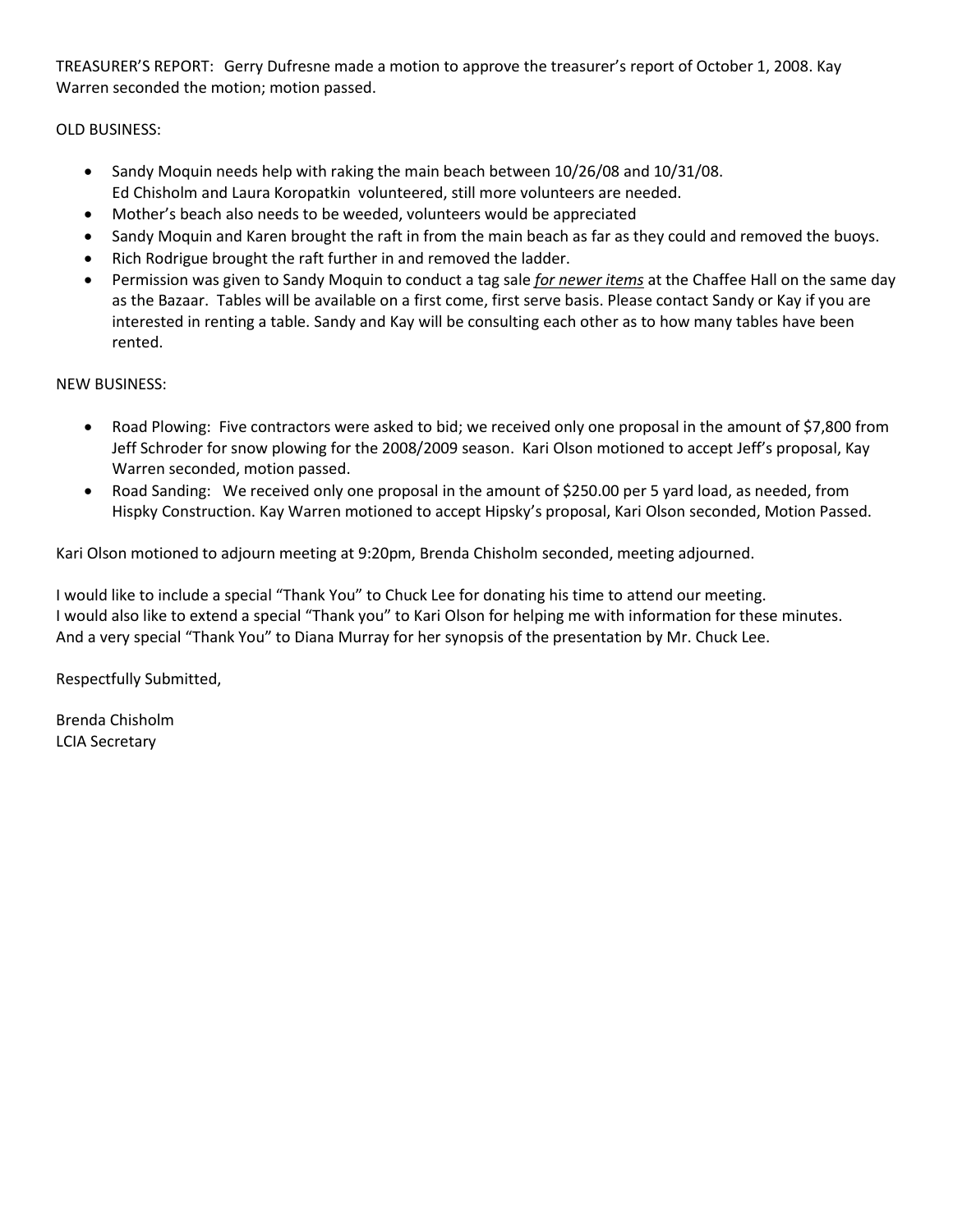TREASURER'S REPORT: Gerry Dufresne made a motion to approve the treasurer's report of October 1, 2008. Kay Warren seconded the motion; motion passed.

OLD BUSINESS:

- Sandy Moquin needs help with raking the main beach between 10/26/08 and 10/31/08.
  Ed Chisholm and Laura Koropatkin volunteered, still more volunteers are needed.
- Mother's beach also needs to be weeded, volunteers would be appreciated
- Sandy Moquin and Karen brought the raft in from the main beach as far as they could and removed the buoys.
- Rich Rodrigue brought the raft further in and removed the ladder.
- Permission was given to Sandy Moquin to conduct a tag sale <u>*for newer items*</u> at the Chaffee Hall on the same day as the Bazaar. Tables will be available on a first come, first serve basis. Please contact Sandy or Kay if you are interested in renting a table. Sandy and Kay will be consulting each other as to how many tables have been rented.

NEW BUSINESS:

- Road Plowing: Five contractors were asked to bid; we received only one proposal in the amount of $7,800 from Jeff Schroder for snow plowing for the 2008/2009 season. Kari Olson motioned to accept Jeff's proposal, Kay Warren seconded, motion passed.
- Road Sanding: We received only one proposal in the amount of $250.00 per 5 yard load, as needed, from Hispky Construction. Kay Warren motioned to accept Hipsky's proposal, Kari Olson seconded, Motion Passed.

Kari Olson motioned to adjourn meeting at 9:20pm, Brenda Chisholm seconded, meeting adjourned.

I would like to include a special "Thank You" to Chuck Lee for donating his time to attend our meeting.
I would also like to extend a special "Thank you" to Kari Olson for helping me with information for these minutes.
And a very special "Thank You" to Diana Murray for her synopsis of the presentation by Mr. Chuck Lee.

Respectfully Submitted,

Brenda Chisholm
LCIA Secretary